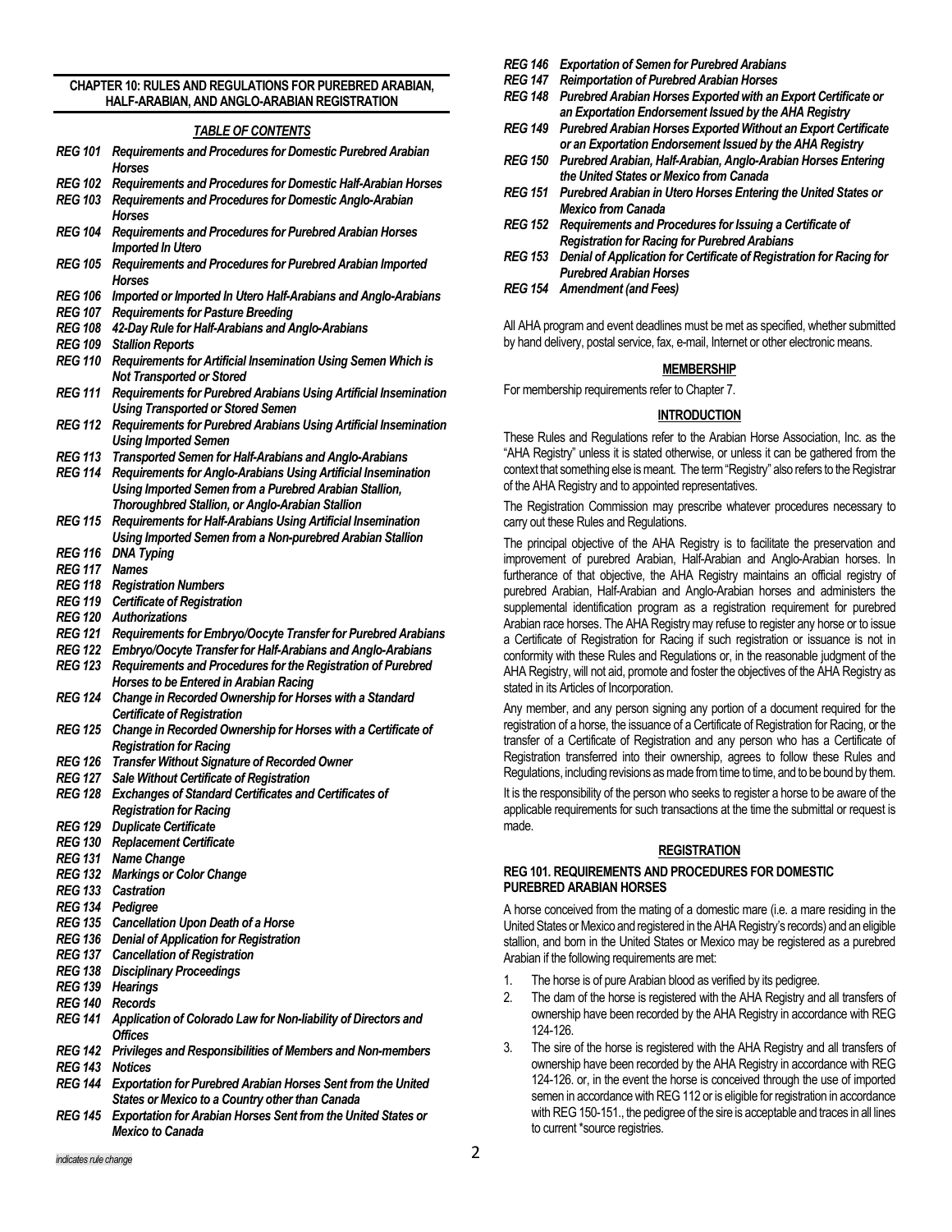## CHAPTER 10: RULES AND REGULATIONS FOR PUREBRED ARABIAN, HALF-ARABIAN, AND ANGLO-ARABIAN REGISTRATION

### *TABLE OF CONTENTS*

| | |
|---|---|
| *REG 101* | *Requirements and Procedures for Domestic Purebred Arabian Horses* |
| *REG 102* | *Requirements and Procedures for Domestic Half-Arabian Horses* |
| *REG 103* | *Requirements and Procedures for Domestic Anglo-Arabian Horses* |
| *REG 104* | *Requirements and Procedures for Purebred Arabian Horses Imported In Utero* |
| *REG 105* | *Requirements and Procedures for Purebred Arabian Imported Horses* |
| *REG 106* | *Imported or Imported In Utero Half-Arabians and Anglo-Arabians* |
| *REG 107* | *Requirements for Pasture Breeding* |
| *REG 108* | *42-Day Rule for Half-Arabians and Anglo-Arabians* |
| *REG 109* | *Stallion Reports* |
| *REG 110* | *Requirements for Artificial Insemination Using Semen Which is Not Transported or Stored* |
| *REG 111* | *Requirements for Purebred Arabians Using Artificial Insemination Using Transported or Stored Semen* |
| *REG 112* | *Requirements for Purebred Arabians Using Artificial Insemination Using Imported Semen* |
| *REG 113* | *Transported Semen for Half-Arabians and Anglo-Arabians* |
| *REG 114* | *Requirements for Anglo-Arabians Using Artificial Insemination Using Imported Semen from a Purebred Arabian Stallion, Thoroughbred Stallion, or Anglo-Arabian Stallion* |
| *REG 115* | *Requirements for Half-Arabians Using Artificial Insemination Using Imported Semen from a Non-purebred Arabian Stallion* |
| *REG 116* | *DNA Typing* |
| *REG 117* | *Names* |
| *REG 118* | *Registration Numbers* |
| *REG 119* | *Certificate of Registration* |
| *REG 120* | *Authorizations* |
| *REG 121* | *Requirements for Embryo/Oocyte Transfer for Purebred Arabians* |
| *REG 122* | *Embryo/Oocyte Transfer for Half-Arabians and Anglo-Arabians* |
| *REG 123* | *Requirements and Procedures for the Registration of Purebred Horses to be Entered in Arabian Racing* |
| *REG 124* | *Change in Recorded Ownership for Horses with a Standard Certificate of Registration* |
| *REG 125* | *Change in Recorded Ownership for Horses with a Certificate of Registration for Racing* |
| *REG 126* | *Transfer Without Signature of Recorded Owner* |
| *REG 127* | *Sale Without Certificate of Registration* |
| *REG 128* | *Exchanges of Standard Certificates and Certificates of Registration for Racing* |
| *REG 129* | *Duplicate Certificate* |
| *REG 130* | *Replacement Certificate* |
| *REG 131* | *Name Change* |
| *REG 132* | *Markings or Color Change* |
| *REG 133* | *Castration* |
| *REG 134* | *Pedigree* |
| *REG 135* | *Cancellation Upon Death of a Horse* |
| *REG 136* | *Denial of Application for Registration* |
| *REG 137* | *Cancellation of Registration* |
| *REG 138* | *Disciplinary Proceedings* |
| *REG 139* | *Hearings* |
| *REG 140* | *Records* |
| *REG 141* | *Application of Colorado Law for Non-liability of Directors and Offices* |
| *REG 142* | *Privileges and Responsibilities of Members and Non-members* |
| *REG 143* | *Notices* |
| *REG 144* | *Exportation for Purebred Arabian Horses Sent from the United States or Mexico to a Country other than Canada* |
| *REG 145* | *Exportation for Arabian Horses Sent from the United States or Mexico to Canada* |
| *REG 146* | *Exportation of Semen for Purebred Arabians* |
| *REG 147* | *Reimportation of Purebred Arabian Horses* |
| *REG 148* | *Purebred Arabian Horses Exported with an Export Certificate or an Exportation Endorsement Issued by the AHA Registry* |
| *REG 149* | *Purebred Arabian Horses Exported Without an Export Certificate or an Exportation Endorsement Issued by the AHA Registry* |
| *REG 150* | *Purebred Arabian, Half-Arabian, Anglo-Arabian Horses Entering the United States or Mexico from Canada* |
| *REG 151* | *Purebred Arabian in Utero Horses Entering the United States or Mexico from Canada* |
| *REG 152* | *Requirements and Procedures for Issuing a Certificate of Registration for Racing for Purebred Arabians* |
| *REG 153* | *Denial of Application for Certificate of Registration for Racing for Purebred Arabian Horses* |
| *REG 154* | *Amendment (and Fees)* |

All AHA program and event deadlines must be met as specified, whether submitted by hand delivery, postal service, fax, e-mail, Internet or other electronic means.

### MEMBERSHIP

For membership requirements refer to Chapter 7.

### INTRODUCTION

These Rules and Regulations refer to the Arabian Horse Association, Inc. as the "AHA Registry" unless it is stated otherwise, or unless it can be gathered from the context that something else is meant. The term "Registry" also refers to the Registrar of the AHA Registry and to appointed representatives.

The Registration Commission may prescribe whatever procedures necessary to carry out these Rules and Regulations.

The principal objective of the AHA Registry is to facilitate the preservation and improvement of purebred Arabian, Half-Arabian and Anglo-Arabian horses. In furtherance of that objective, the AHA Registry maintains an official registry of purebred Arabian, Half-Arabian and Anglo-Arabian horses and administers the supplemental identification program as a registration requirement for purebred Arabian race horses. The AHA Registry may refuse to register any horse or to issue a Certificate of Registration for Racing if such registration or issuance is not in conformity with these Rules and Regulations or, in the reasonable judgment of the AHA Registry, will not aid, promote and foster the objectives of the AHA Registry as stated in its Articles of Incorporation.

Any member, and any person signing any portion of a document required for the registration of a horse, the issuance of a Certificate of Registration for Racing, or the transfer of a Certificate of Registration and any person who has a Certificate of Registration transferred into their ownership, agrees to follow these Rules and Regulations, including revisions as made from time to time, and to be bound by them.

It is the responsibility of the person who seeks to register a horse to be aware of the applicable requirements for such transactions at the time the submittal or request is made.

### REGISTRATION

#### REG 101. REQUIREMENTS AND PROCEDURES FOR DOMESTIC PUREBRED ARABIAN HORSES

A horse conceived from the mating of a domestic mare (i.e. a mare residing in the United States or Mexico and registered in the AHA Registry's records) and an eligible stallion, and born in the United States or Mexico may be registered as a purebred Arabian if the following requirements are met:

1. The horse is of pure Arabian blood as verified by its pedigree.
2. The dam of the horse is registered with the AHA Registry and all transfers of ownership have been recorded by the AHA Registry in accordance with REG 124-126.
3. The sire of the horse is registered with the AHA Registry and all transfers of ownership have been recorded by the AHA Registry in accordance with REG 124-126. or, in the event the horse is conceived through the use of imported semen in accordance with REG 112 or is eligible for registration in accordance with REG 150-151., the pedigree of the sire is acceptable and traces in all lines to current *source registries.

*indicates rule change*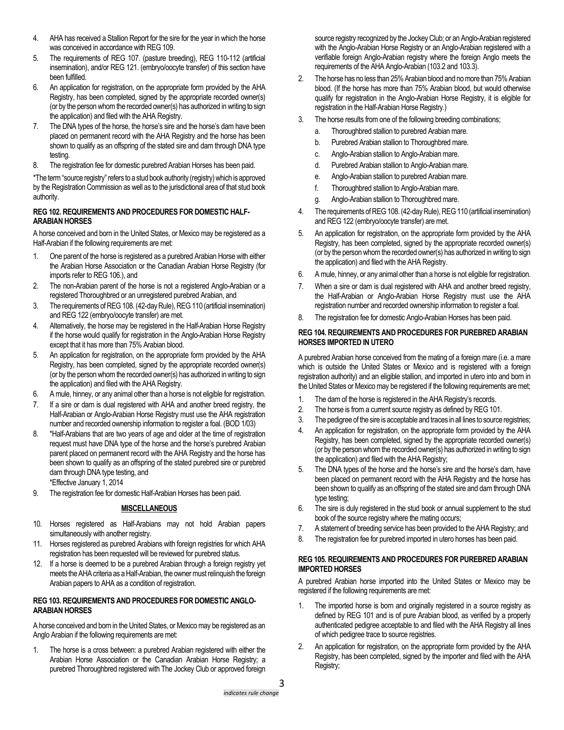4. AHA has received a Stallion Report for the sire for the year in which the horse was conceived in accordance with REG 109.
5. The requirements of REG 107. (pasture breeding), REG 110-112 (artificial insemination), and/or REG 121. (embryo/oocyte transfer) of this section have been fulfilled.
6. An application for registration, on the appropriate form provided by the AHA Registry, has been completed, signed by the appropriate recorded owner(s) (or by the person whom the recorded owner(s) has authorized in writing to sign the application) and filed with the AHA Registry.
7. The DNA types of the horse, the horse's sire and the horse's dam have been placed on permanent record with the AHA Registry and the horse has been shown to qualify as an offspring of the stated sire and dam through DNA type testing.
8. The registration fee for domestic purebred Arabian Horses has been paid.

*The term "source registry" refers to a stud book authority (registry) which is approved by the Registration Commission as well as to the jurisdictional area of that stud book authority.

#### REG 102. REQUIREMENTS AND PROCEDURES FOR DOMESTIC HALF-ARABIAN HORSES

A horse conceived and born in the United States, or Mexico may be registered as a Half-Arabian if the following requirements are met:

1. One parent of the horse is registered as a purebred Arabian Horse with either the Arabian Horse Association or the Canadian Arabian Horse Registry (for imports refer to REG 106.), and
2. The non-Arabian parent of the horse is not a registered Anglo-Arabian or a registered Thoroughbred or an unregistered purebred Arabian, and
3. The requirements of REG 108. (42-day Rule), REG 110 (artificial insemination) and REG 122 (embryo/oocyte transfer) are met.
4. Alternatively, the horse may be registered in the Half-Arabian Horse Registry if the horse would qualify for registration in the Anglo-Arabian Horse Registry except that it has more than 75% Arabian blood.
5. An application for registration, on the appropriate form provided by the AHA Registry, has been completed, signed by the appropriate recorded owner(s) (or by the person whom the recorded owner(s) has authorized in writing to sign the application) and filed with the AHA Registry.
6. A mule, hinney, or any animal other than a horse is not eligible for registration.
7. If a sire or dam is dual registered with AHA and another breed registry, the Half-Arabian or Anglo-Arabian Horse Registry must use the AHA registration number and recorded ownership information to register a foal. (BOD 1/03)
8. *Half-Arabians that are two years of age and older at the time of registration request must have DNA type of the horse and the horse's purebred Arabian parent placed on permanent record with the AHA Registry and the horse has been shown to qualify as an offspring of the stated purebred sire or purebred dam through DNA type testing, and
   *Effective January 1, 2014
9. The registration fee for domestic Half-Arabian Horses has been paid.

**MISCELLANEOUS**

10. Horses registered as Half-Arabians may not hold Arabian papers simultaneously with another registry.
11. Horses registered as purebred Arabians with foreign registries for which AHA registration has been requested will be reviewed for purebred status.
12. If a horse is deemed to be a purebred Arabian through a foreign registry yet meets the AHA criteria as a Half-Arabian, the owner must relinquish the foreign Arabian papers to AHA as a condition of registration.

#### REG 103. REQUIREMENTS AND PROCEDURES FOR DOMESTIC ANGLO-ARABIAN HORSES

A horse conceived and born in the United States, or Mexico may be registered as an Anglo Arabian if the following requirements are met:

1. The horse is a cross between: a purebred Arabian registered with either the Arabian Horse Association or the Canadian Arabian Horse Registry; a purebred Thoroughbred registered with The Jockey Club or approved foreign source registry recognized by the Jockey Club; or an Anglo-Arabian registered with the Anglo-Arabian Horse Registry or an Anglo-Arabian registered with a verifiable foreign Anglo-Arabian registry where the foreign Anglo meets the requirements of the AHA Anglo-Arabian (103.2 and 103.3).
2. The horse has no less than 25% Arabian blood and no more than 75% Arabian blood. (If the horse has more than 75% Arabian blood, but would otherwise qualify for registration in the Anglo-Arabian Horse Registry, it is eligible for registration in the Half-Arabian Horse Registry.)
3. The horse results from one of the following breeding combinations;
   a. Thoroughbred stallion to purebred Arabian mare.
   b. Purebred Arabian stallion to Thoroughbred mare.
   c. Anglo-Arabian stallion to Anglo-Arabian mare.
   d. Purebred Arabian stallion to Anglo-Arabian mare.
   e. Anglo-Arabian stallion to purebred Arabian mare.
   f. Thoroughbred stallion to Anglo-Arabian mare.
   g. Anglo-Arabian stallion to Thoroughbred mare.
4. The requirements of REG 108. (42-day Rule), REG 110 (artificial insemination) and REG 122 (embryo/oocyte transfer) are met.
5. An application for registration, on the appropriate form provided by the AHA Registry, has been completed, signed by the appropriate recorded owner(s) (or by the person whom the recorded owner(s) has authorized in writing to sign the application) and filed with the AHA Registry.
6. A mule, hinney, or any animal other than a horse is not eligible for registration.
7. When a sire or dam is dual registered with AHA and another breed registry, the Half-Arabian or Anglo-Arabian Horse Registry must use the AHA registration number and recorded ownership information to register a foal.
8. The registration fee for domestic Anglo-Arabian Horses has been paid.

#### REG 104. REQUIREMENTS AND PROCEDURES FOR PUREBRED ARABIAN HORSES IMPORTED IN UTERO

A purebred Arabian horse conceived from the mating of a foreign mare (i.e. a mare which is outside the United States or Mexico and is registered with a foreign registration authority) and an eligible stallion, and imported in utero into and born in the United States or Mexico may be registered if the following requirements are met;

1. The dam of the horse is registered in the AHA Registry's records.
2. The horse is from a current source registry as defined by REG 101.
3. The pedigree of the sire is acceptable and traces in all lines to source registries;
4. An application for registration, on the appropriate form provided by the AHA Registry, has been completed, signed by the appropriate recorded owner(s) (or by the person whom the recorded owner(s) has authorized in writing to sign the application) and filed with the AHA Registry;
5. The DNA types of the horse and the horse's sire and the horse's dam, have been placed on permanent record with the AHA Registry and the horse has been shown to qualify as an offspring of the stated sire and dam through DNA type testing;
6. The sire is duly registered in the stud book or annual supplement to the stud book of the source registry where the mating occurs;
7. A statement of breeding service has been provided to the AHA Registry; and
8. The registration fee for purebred imported in utero horses has been paid.

#### REG 105. REQUIREMENTS AND PROCEDURES FOR PUREBRED ARABIAN IMPORTED HORSES

A purebred Arabian horse imported into the United States or Mexico may be registered if the following requirements are met:

1. The imported horse is born and originally registered in a source registry as defined by REG 101 and is of pure Arabian blood, as verified by a properly authenticated pedigree acceptable to and filed with the AHA Registry all lines of which pedigree trace to source registries.
2. An application for registration, on the appropriate form provided by the AHA Registry, has been completed, signed by the importer and filed with the AHA Registry;

*indicates rule change*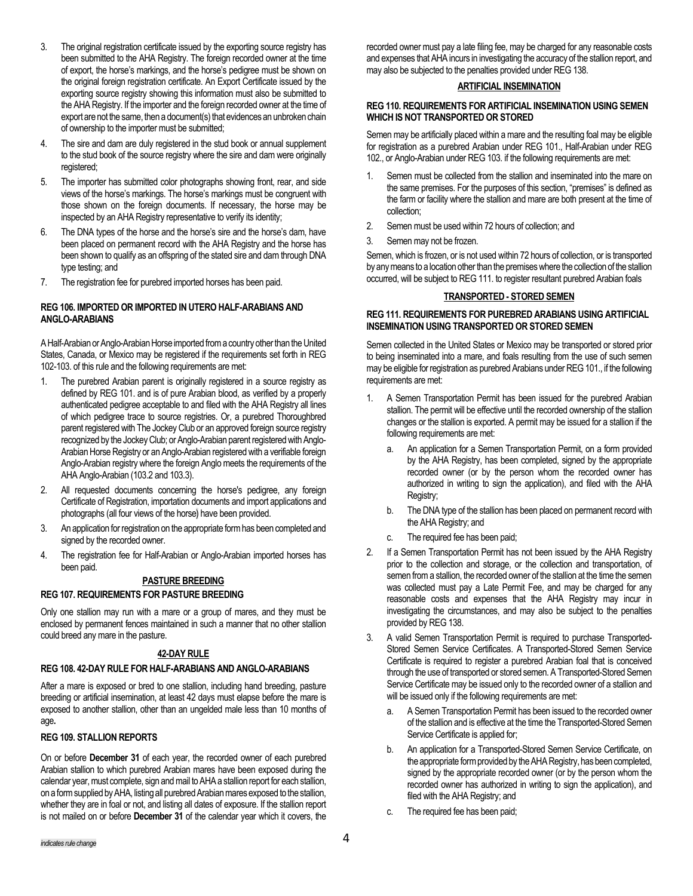3. The original registration certificate issued by the exporting source registry has been submitted to the AHA Registry. The foreign recorded owner at the time of export, the horse's markings, and the horse's pedigree must be shown on the original foreign registration certificate. An Export Certificate issued by the exporting source registry showing this information must also be submitted to the AHA Registry. If the importer and the foreign recorded owner at the time of export are not the same, then a document(s) that evidences an unbroken chain of ownership to the importer must be submitted;
4. The sire and dam are duly registered in the stud book or annual supplement to the stud book of the source registry where the sire and dam were originally registered;
5. The importer has submitted color photographs showing front, rear, and side views of the horse's markings. The horse's markings must be congruent with those shown on the foreign documents. If necessary, the horse may be inspected by an AHA Registry representative to verify its identity;
6. The DNA types of the horse and the horse's sire and the horse's dam, have been placed on permanent record with the AHA Registry and the horse has been shown to qualify as an offspring of the stated sire and dam through DNA type testing; and
7. The registration fee for purebred imported horses has been paid.

### REG 106. IMPORTED OR IMPORTED IN UTERO HALF-ARABIANS AND ANGLO-ARABIANS

A Half-Arabian or Anglo-Arabian Horse imported from a country other than the United States, Canada, or Mexico may be registered if the requirements set forth in REG 102-103. of this rule and the following requirements are met:

1. The purebred Arabian parent is originally registered in a source registry as defined by REG 101. and is of pure Arabian blood, as verified by a properly authenticated pedigree acceptable to and filed with the AHA Registry all lines of which pedigree trace to source registries. Or, a purebred Thoroughbred parent registered with The Jockey Club or an approved foreign source registry recognized by the Jockey Club; or Anglo-Arabian parent registered with Anglo-Arabian Horse Registry or an Anglo-Arabian registered with a verifiable foreign Anglo-Arabian registry where the foreign Anglo meets the requirements of the AHA Anglo-Arabian (103.2 and 103.3).
2. All requested documents concerning the horse's pedigree, any foreign Certificate of Registration, importation documents and import applications and photographs (all four views of the horse) have been provided.
3. An application for registration on the appropriate form has been completed and signed by the recorded owner.
4. The registration fee for Half-Arabian or Anglo-Arabian imported horses has been paid.

## PASTURE BREEDING

### REG 107. REQUIREMENTS FOR PASTURE BREEDING

Only one stallion may run with a mare or a group of mares, and they must be enclosed by permanent fences maintained in such a manner that no other stallion could breed any mare in the pasture.

## 42-DAY RULE

### REG 108. 42-DAY RULE FOR HALF-ARABIANS AND ANGLO-ARABIANS

After a mare is exposed or bred to one stallion, including hand breeding, pasture breeding or artificial insemination, at least 42 days must elapse before the mare is exposed to another stallion, other than an ungelded male less than 10 months of age**.**

### REG 109. STALLION REPORTS

On or before **December 31** of each year, the recorded owner of each purebred Arabian stallion to which purebred Arabian mares have been exposed during the calendar year, must complete, sign and mail to AHA a stallion report for each stallion, on a form supplied by AHA, listing all purebred Arabian mares exposed to the stallion, whether they are in foal or not, and listing all dates of exposure. If the stallion report is not mailed on or before **December 31** of the calendar year which it covers, the recorded owner must pay a late filing fee, may be charged for any reasonable costs and expenses that AHA incurs in investigating the accuracy of the stallion report, and may also be subjected to the penalties provided under REG 138.

## ARTIFICIAL INSEMINATION

### REG 110. REQUIREMENTS FOR ARTIFICIAL INSEMINATION USING SEMEN WHICH IS NOT TRANSPORTED OR STORED

Semen may be artificially placed within a mare and the resulting foal may be eligible for registration as a purebred Arabian under REG 101., Half-Arabian under REG 102., or Anglo-Arabian under REG 103. if the following requirements are met:

1. Semen must be collected from the stallion and inseminated into the mare on the same premises. For the purposes of this section, "premises" is defined as the farm or facility where the stallion and mare are both present at the time of collection;
2. Semen must be used within 72 hours of collection; and
3. Semen may not be frozen.

Semen, which is frozen, or is not used within 72 hours of collection, or is transported by any means to a location other than the premises where the collection of the stallion occurred, will be subject to REG 111. to register resultant purebred Arabian foals

## TRANSPORTED - STORED SEMEN

### REG 111. REQUIREMENTS FOR PUREBRED ARABIANS USING ARTIFICIAL INSEMINATION USING TRANSPORTED OR STORED SEMEN

Semen collected in the United States or Mexico may be transported or stored prior to being inseminated into a mare, and foals resulting from the use of such semen may be eligible for registration as purebred Arabians under REG 101., if the following requirements are met:

1. A Semen Transportation Permit has been issued for the purebred Arabian stallion. The permit will be effective until the recorded ownership of the stallion changes or the stallion is exported. A permit may be issued for a stallion if the following requirements are met:
   a. An application for a Semen Transportation Permit, on a form provided by the AHA Registry, has been completed, signed by the appropriate recorded owner (or by the person whom the recorded owner has authorized in writing to sign the application), and filed with the AHA Registry;
   b. The DNA type of the stallion has been placed on permanent record with the AHA Registry; and
   c. The required fee has been paid;
2. If a Semen Transportation Permit has not been issued by the AHA Registry prior to the collection and storage, or the collection and transportation, of semen from a stallion, the recorded owner of the stallion at the time the semen was collected must pay a Late Permit Fee, and may be charged for any reasonable costs and expenses that the AHA Registry may incur in investigating the circumstances, and may also be subject to the penalties provided by REG 138.
3. A valid Semen Transportation Permit is required to purchase Transported-Stored Semen Service Certificates. A Transported-Stored Semen Service Certificate is required to register a purebred Arabian foal that is conceived through the use of transported or stored semen. A Transported-Stored Semen Service Certificate may be issued only to the recorded owner of a stallion and will be issued only if the following requirements are met:
   a. A Semen Transportation Permit has been issued to the recorded owner of the stallion and is effective at the time the Transported-Stored Semen Service Certificate is applied for;
   b. An application for a Transported-Stored Semen Service Certificate, on the appropriate form provided by the AHA Registry, has been completed, signed by the appropriate recorded owner (or by the person whom the recorded owner has authorized in writing to sign the application), and filed with the AHA Registry; and
   c. The required fee has been paid;

*indicates rule change*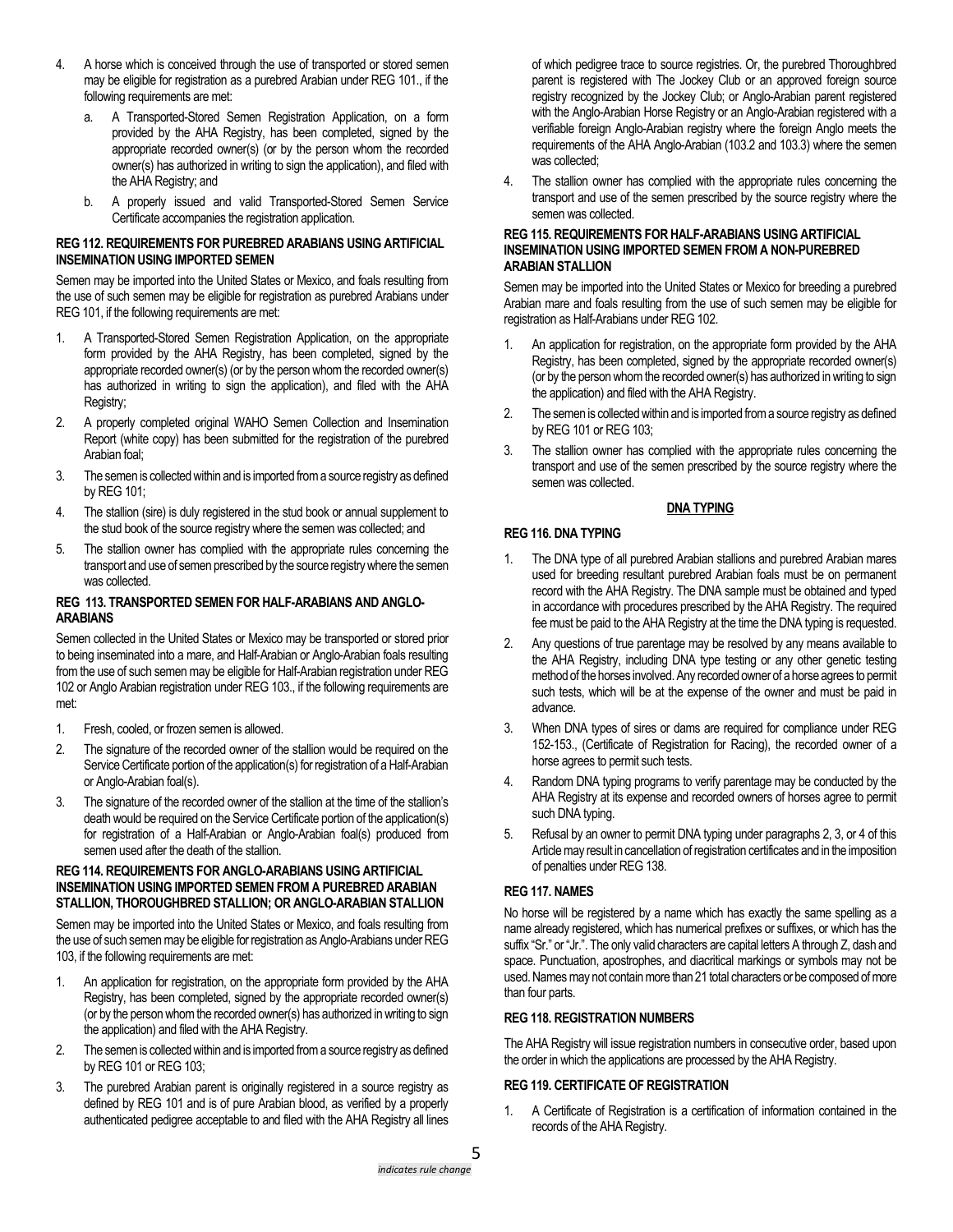4. A horse which is conceived through the use of transported or stored semen may be eligible for registration as a purebred Arabian under REG 101., if the following requirements are met:
   a. A Transported-Stored Semen Registration Application, on a form provided by the AHA Registry, has been completed, signed by the appropriate recorded owner(s) (or by the person whom the recorded owner(s) has authorized in writing to sign the application), and filed with the AHA Registry; and
   b. A properly issued and valid Transported-Stored Semen Service Certificate accompanies the registration application.

**REG 112. REQUIREMENTS FOR PUREBRED ARABIANS USING ARTIFICIAL INSEMINATION USING IMPORTED SEMEN**

Semen may be imported into the United States or Mexico, and foals resulting from the use of such semen may be eligible for registration as purebred Arabians under REG 101, if the following requirements are met:

1. A Transported-Stored Semen Registration Application, on the appropriate form provided by the AHA Registry, has been completed, signed by the appropriate recorded owner(s) (or by the person whom the recorded owner(s) has authorized in writing to sign the application), and filed with the AHA Registry;
2. A properly completed original WAHO Semen Collection and Insemination Report (white copy) has been submitted for the registration of the purebred Arabian foal;
3. The semen is collected within and is imported from a source registry as defined by REG 101;
4. The stallion (sire) is duly registered in the stud book or annual supplement to the stud book of the source registry where the semen was collected; and
5. The stallion owner has complied with the appropriate rules concerning the transport and use of semen prescribed by the source registry where the semen was collected.

**REG 113. TRANSPORTED SEMEN FOR HALF-ARABIANS AND ANGLO-ARABIANS**

Semen collected in the United States or Mexico may be transported or stored prior to being inseminated into a mare, and Half-Arabian or Anglo-Arabian foals resulting from the use of such semen may be eligible for Half-Arabian registration under REG 102 or Anglo Arabian registration under REG 103., if the following requirements are met:

1. Fresh, cooled, or frozen semen is allowed.
2. The signature of the recorded owner of the stallion would be required on the Service Certificate portion of the application(s) for registration of a Half-Arabian or Anglo-Arabian foal(s).
3. The signature of the recorded owner of the stallion at the time of the stallion's death would be required on the Service Certificate portion of the application(s) for registration of a Half-Arabian or Anglo-Arabian foal(s) produced from semen used after the death of the stallion.

**REG 114. REQUIREMENTS FOR ANGLO-ARABIANS USING ARTIFICIAL INSEMINATION USING IMPORTED SEMEN FROM A PUREBRED ARABIAN STALLION, THOROUGHBRED STALLION; OR ANGLO-ARABIAN STALLION**

Semen may be imported into the United States or Mexico, and foals resulting from the use of such semen may be eligible for registration as Anglo-Arabians under REG 103, if the following requirements are met:

1. An application for registration, on the appropriate form provided by the AHA Registry, has been completed, signed by the appropriate recorded owner(s) (or by the person whom the recorded owner(s) has authorized in writing to sign the application) and filed with the AHA Registry.
2. The semen is collected within and is imported from a source registry as defined by REG 101 or REG 103;
3. The purebred Arabian parent is originally registered in a source registry as defined by REG 101 and is of pure Arabian blood, as verified by a properly authenticated pedigree acceptable to and filed with the AHA Registry all lines of which pedigree trace to source registries. Or, the purebred Thoroughbred parent is registered with The Jockey Club or an approved foreign source registry recognized by the Jockey Club; or Anglo-Arabian parent registered with the Anglo-Arabian Horse Registry or an Anglo-Arabian registered with a verifiable foreign Anglo-Arabian registry where the foreign Anglo meets the requirements of the AHA Anglo-Arabian (103.2 and 103.3) where the semen was collected;
4. The stallion owner has complied with the appropriate rules concerning the transport and use of the semen prescribed by the source registry where the semen was collected.

**REG 115. REQUIREMENTS FOR HALF-ARABIANS USING ARTIFICIAL INSEMINATION USING IMPORTED SEMEN FROM A NON-PUREBRED ARABIAN STALLION**

Semen may be imported into the United States or Mexico for breeding a purebred Arabian mare and foals resulting from the use of such semen may be eligible for registration as Half-Arabians under REG 102.

1. An application for registration, on the appropriate form provided by the AHA Registry, has been completed, signed by the appropriate recorded owner(s) (or by the person whom the recorded owner(s) has authorized in writing to sign the application) and filed with the AHA Registry.
2. The semen is collected within and is imported from a source registry as defined by REG 101 or REG 103;
3. The stallion owner has complied with the appropriate rules concerning the transport and use of the semen prescribed by the source registry where the semen was collected.

## DNA TYPING

**REG 116. DNA TYPING**

1. The DNA type of all purebred Arabian stallions and purebred Arabian mares used for breeding resultant purebred Arabian foals must be on permanent record with the AHA Registry. The DNA sample must be obtained and typed in accordance with procedures prescribed by the AHA Registry. The required fee must be paid to the AHA Registry at the time the DNA typing is requested.
2. Any questions of true parentage may be resolved by any means available to the AHA Registry, including DNA type testing or any other genetic testing method of the horses involved. Any recorded owner of a horse agrees to permit such tests, which will be at the expense of the owner and must be paid in advance.
3. When DNA types of sires or dams are required for compliance under REG 152-153., (Certificate of Registration for Racing), the recorded owner of a horse agrees to permit such tests.
4. Random DNA typing programs to verify parentage may be conducted by the AHA Registry at its expense and recorded owners of horses agree to permit such DNA typing.
5. Refusal by an owner to permit DNA typing under paragraphs 2, 3, or 4 of this Article may result in cancellation of registration certificates and in the imposition of penalties under REG 138.

**REG 117. NAMES**

No horse will be registered by a name which has exactly the same spelling as a name already registered, which has numerical prefixes or suffixes, or which has the suffix "Sr." or "Jr.". The only valid characters are capital letters A through Z, dash and space. Punctuation, apostrophes, and diacritical markings or symbols may not be used. Names may not contain more than 21 total characters or be composed of more than four parts.

**REG 118. REGISTRATION NUMBERS**

The AHA Registry will issue registration numbers in consecutive order, based upon the order in which the applications are processed by the AHA Registry.

**REG 119. CERTIFICATE OF REGISTRATION**

1. A Certificate of Registration is a certification of information contained in the records of the AHA Registry.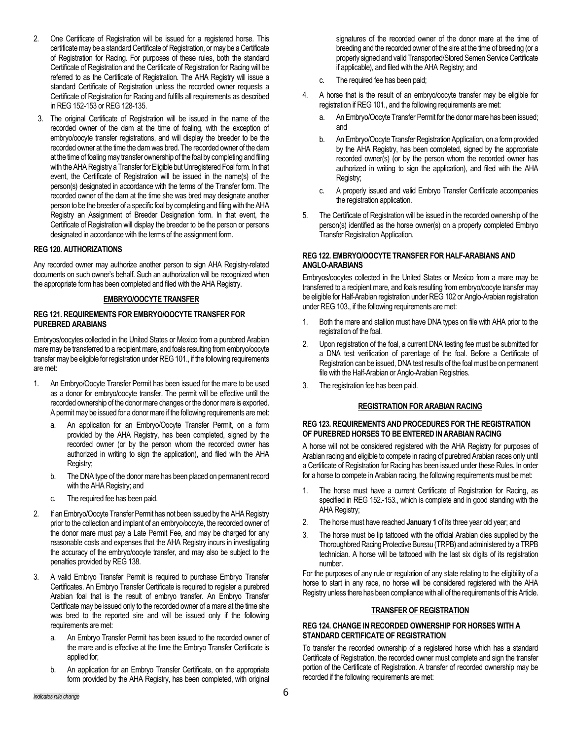2. One Certificate of Registration will be issued for a registered horse. This certificate may be a standard Certificate of Registration, or may be a Certificate of Registration for Racing. For purposes of these rules, both the standard Certificate of Registration and the Certificate of Registration for Racing will be referred to as the Certificate of Registration. The AHA Registry will issue a standard Certificate of Registration unless the recorded owner requests a Certificate of Registration for Racing and fulfills all requirements as described in REG 152-153 or REG 128-135.
3. The original Certificate of Registration will be issued in the name of the recorded owner of the dam at the time of foaling, with the exception of embryo/oocyte transfer registrations, and will display the breeder to be the recorded owner at the time the dam was bred. The recorded owner of the dam at the time of foaling may transfer ownership of the foal by completing and filing with the AHA Registry a Transfer for Eligible but Unregistered Foal form. In that event, the Certificate of Registration will be issued in the name(s) of the person(s) designated in accordance with the terms of the Transfer form. The recorded owner of the dam at the time she was bred may designate another person to be the breeder of a specific foal by completing and filing with the AHA Registry an Assignment of Breeder Designation form. In that event, the Certificate of Registration will display the breeder to be the person or persons designated in accordance with the terms of the assignment form.

### REG 120. AUTHORIZATIONS

Any recorded owner may authorize another person to sign AHA Registry-related documents on such owner's behalf. Such an authorization will be recognized when the appropriate form has been completed and filed with the AHA Registry.

## EMBRYO/OOCYTE TRANSFER

### REG 121. REQUIREMENTS FOR EMBRYO/OOCYTE TRANSFER FOR PUREBRED ARABIANS

Embryos/oocytes collected in the United States or Mexico from a purebred Arabian mare may be transferred to a recipient mare, and foals resulting from embryo/oocyte transfer may be eligible for registration under REG 101., if the following requirements are met:

1. An Embryo/Oocyte Transfer Permit has been issued for the mare to be used as a donor for embryo/oocyte transfer. The permit will be effective until the recorded ownership of the donor mare changes or the donor mare is exported. A permit may be issued for a donor mare if the following requirements are met:
   a. An application for an Embryo/Oocyte Transfer Permit, on a form provided by the AHA Registry, has been completed, signed by the recorded owner (or by the person whom the recorded owner has authorized in writing to sign the application), and filed with the AHA Registry;
   b. The DNA type of the donor mare has been placed on permanent record with the AHA Registry; and
   c. The required fee has been paid.
2. If an Embryo/Oocyte Transfer Permit has not been issued by the AHA Registry prior to the collection and implant of an embryo/oocyte, the recorded owner of the donor mare must pay a Late Permit Fee, and may be charged for any reasonable costs and expenses that the AHA Registry incurs in investigating the accuracy of the embryo/oocyte transfer, and may also be subject to the penalties provided by REG 138.
3. A valid Embryo Transfer Permit is required to purchase Embryo Transfer Certificates. An Embryo Transfer Certificate is required to register a purebred Arabian foal that is the result of embryo transfer. An Embryo Transfer Certificate may be issued only to the recorded owner of a mare at the time she was bred to the reported sire and will be issued only if the following requirements are met:
   a. An Embryo Transfer Permit has been issued to the recorded owner of the mare and is effective at the time the Embryo Transfer Certificate is applied for;
   b. An application for an Embryo Transfer Certificate, on the appropriate form provided by the AHA Registry, has been completed, with original signatures of the recorded owner of the donor mare at the time of breeding and the recorded owner of the sire at the time of breeding (or a properly signed and valid Transported/Stored Semen Service Certificate if applicable), and filed with the AHA Registry; and
   c. The required fee has been paid;
4. A horse that is the result of an embryo/oocyte transfer may be eligible for registration if REG 101., and the following requirements are met:
   a. An Embryo/Oocyte Transfer Permit for the donor mare has been issued; and
   b. An Embryo/Oocyte Transfer Registration Application, on a form provided by the AHA Registry, has been completed, signed by the appropriate recorded owner(s) (or by the person whom the recorded owner has authorized in writing to sign the application), and filed with the AHA Registry;
   c. A properly issued and valid Embryo Transfer Certificate accompanies the registration application.
5. The Certificate of Registration will be issued in the recorded ownership of the person(s) identified as the horse owner(s) on a properly completed Embryo Transfer Registration Application.

### REG 122. EMBRYO/OOCYTE TRANSFER FOR HALF-ARABIANS AND ANGLO-ARABIANS

Embryos/oocytes collected in the United States or Mexico from a mare may be transferred to a recipient mare, and foals resulting from embryo/oocyte transfer may be eligible for Half-Arabian registration under REG 102 or Anglo-Arabian registration under REG 103., if the following requirements are met:

1. Both the mare and stallion must have DNA types on file with AHA prior to the registration of the foal.
2. Upon registration of the foal, a current DNA testing fee must be submitted for a DNA test verification of parentage of the foal. Before a Certificate of Registration can be issued, DNA test results of the foal must be on permanent file with the Half-Arabian or Anglo-Arabian Registries.
3. The registration fee has been paid.

## REGISTRATION FOR ARABIAN RACING

### REG 123. REQUIREMENTS AND PROCEDURES FOR THE REGISTRATION OF PUREBRED HORSES TO BE ENTERED IN ARABIAN RACING

A horse will not be considered registered with the AHA Registry for purposes of Arabian racing and eligible to compete in racing of purebred Arabian races only until a Certificate of Registration for Racing has been issued under these Rules. In order for a horse to compete in Arabian racing, the following requirements must be met:

1. The horse must have a current Certificate of Registration for Racing, as specified in REG 152.-153., which is complete and in good standing with the AHA Registry;
2. The horse must have reached **January 1** of its three year old year; and
3. The horse must be lip tattooed with the official Arabian dies supplied by the Thoroughbred Racing Protective Bureau (TRPB) and administered by a TRPB technician. A horse will be tattooed with the last six digits of its registration number.

For the purposes of any rule or regulation of any state relating to the eligibility of a horse to start in any race, no horse will be considered registered with the AHA Registry unless there has been compliance with all of the requirements of this Article.

## TRANSFER OF REGISTRATION

### REG 124. CHANGE IN RECORDED OWNERSHIP FOR HORSES WITH A STANDARD CERTIFICATE OF REGISTRATION

To transfer the recorded ownership of a registered horse which has a standard Certificate of Registration, the recorded owner must complete and sign the transfer portion of the Certificate of Registration. A transfer of recorded ownership may be recorded if the following requirements are met:

*indicates rule change*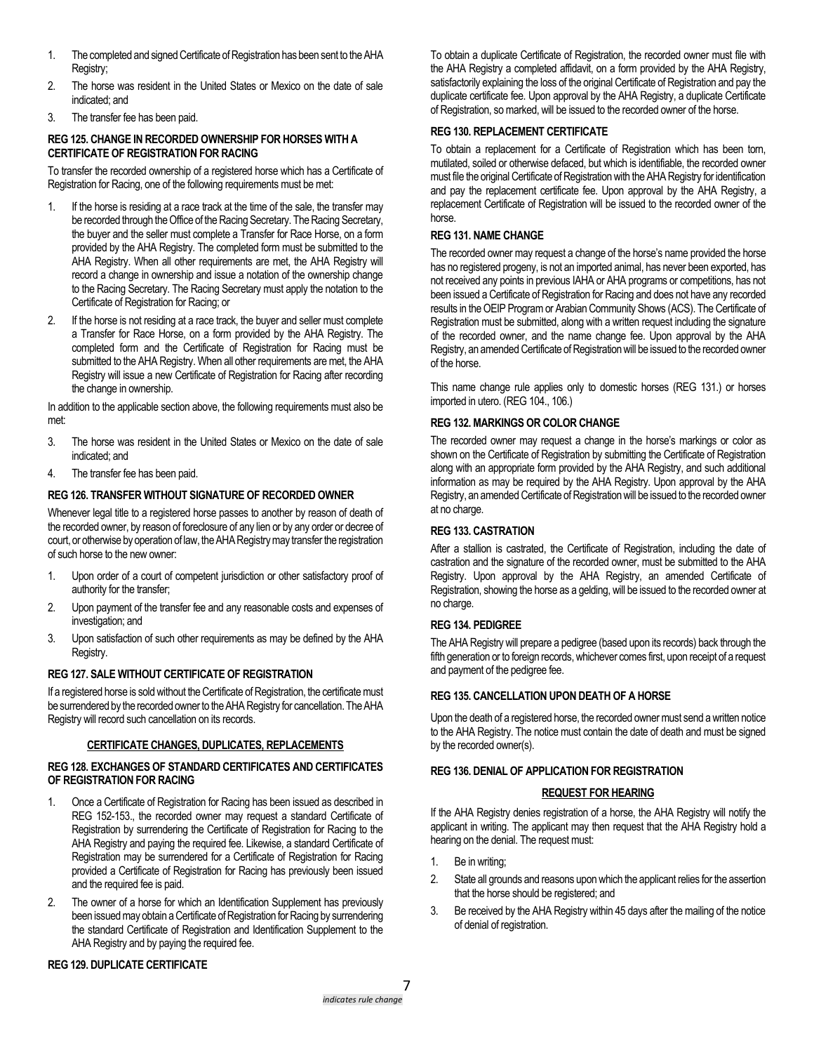1. The completed and signed Certificate of Registration has been sent to the AHA Registry;
2. The horse was resident in the United States or Mexico on the date of sale indicated; and
3. The transfer fee has been paid.

### REG 125. CHANGE IN RECORDED OWNERSHIP FOR HORSES WITH A CERTIFICATE OF REGISTRATION FOR RACING

To transfer the recorded ownership of a registered horse which has a Certificate of Registration for Racing, one of the following requirements must be met:

1. If the horse is residing at a race track at the time of the sale, the transfer may be recorded through the Office of the Racing Secretary. The Racing Secretary, the buyer and the seller must complete a Transfer for Race Horse, on a form provided by the AHA Registry. The completed form must be submitted to the AHA Registry. When all other requirements are met, the AHA Registry will record a change in ownership and issue a notation of the ownership change to the Racing Secretary. The Racing Secretary must apply the notation to the Certificate of Registration for Racing; or
2. If the horse is not residing at a race track, the buyer and seller must complete a Transfer for Race Horse, on a form provided by the AHA Registry. The completed form and the Certificate of Registration for Racing must be submitted to the AHA Registry. When all other requirements are met, the AHA Registry will issue a new Certificate of Registration for Racing after recording the change in ownership.

In addition to the applicable section above, the following requirements must also be met:

3. The horse was resident in the United States or Mexico on the date of sale indicated; and
4. The transfer fee has been paid.

### REG 126. TRANSFER WITHOUT SIGNATURE OF RECORDED OWNER

Whenever legal title to a registered horse passes to another by reason of death of the recorded owner, by reason of foreclosure of any lien or by any order or decree of court, or otherwise by operation of law, the AHA Registry may transfer the registration of such horse to the new owner:

1. Upon order of a court of competent jurisdiction or other satisfactory proof of authority for the transfer;
2. Upon payment of the transfer fee and any reasonable costs and expenses of investigation; and
3. Upon satisfaction of such other requirements as may be defined by the AHA Registry.

### REG 127. SALE WITHOUT CERTIFICATE OF REGISTRATION

If a registered horse is sold without the Certificate of Registration, the certificate must be surrendered by the recorded owner to the AHA Registry for cancellation. The AHA Registry will record such cancellation on its records.

## CERTIFICATE CHANGES, DUPLICATES, REPLACEMENTS

### REG 128. EXCHANGES OF STANDARD CERTIFICATES AND CERTIFICATES OF REGISTRATION FOR RACING

1. Once a Certificate of Registration for Racing has been issued as described in REG 152-153., the recorded owner may request a standard Certificate of Registration by surrendering the Certificate of Registration for Racing to the AHA Registry and paying the required fee. Likewise, a standard Certificate of Registration may be surrendered for a Certificate of Registration for Racing provided a Certificate of Registration for Racing has previously been issued and the required fee is paid.
2. The owner of a horse for which an Identification Supplement has previously been issued may obtain a Certificate of Registration for Racing by surrendering the standard Certificate of Registration and Identification Supplement to the AHA Registry and by paying the required fee.

### REG 129. DUPLICATE CERTIFICATE

To obtain a duplicate Certificate of Registration, the recorded owner must file with the AHA Registry a completed affidavit, on a form provided by the AHA Registry, satisfactorily explaining the loss of the original Certificate of Registration and pay the duplicate certificate fee. Upon approval by the AHA Registry, a duplicate Certificate of Registration, so marked, will be issued to the recorded owner of the horse.

### REG 130. REPLACEMENT CERTIFICATE

To obtain a replacement for a Certificate of Registration which has been torn, mutilated, soiled or otherwise defaced, but which is identifiable, the recorded owner must file the original Certificate of Registration with the AHA Registry for identification and pay the replacement certificate fee. Upon approval by the AHA Registry, a replacement Certificate of Registration will be issued to the recorded owner of the horse.

### REG 131. NAME CHANGE

The recorded owner may request a change of the horse's name provided the horse has no registered progeny, is not an imported animal, has never been exported, has not received any points in previous IAHA or AHA programs or competitions, has not been issued a Certificate of Registration for Racing and does not have any recorded results in the OEIP Program or Arabian Community Shows (ACS). The Certificate of Registration must be submitted, along with a written request including the signature of the recorded owner, and the name change fee. Upon approval by the AHA Registry, an amended Certificate of Registration will be issued to the recorded owner of the horse.

This name change rule applies only to domestic horses (REG 131.) or horses imported in utero. (REG 104., 106.)

### REG 132. MARKINGS OR COLOR CHANGE

The recorded owner may request a change in the horse's markings or color as shown on the Certificate of Registration by submitting the Certificate of Registration along with an appropriate form provided by the AHA Registry, and such additional information as may be required by the AHA Registry. Upon approval by the AHA Registry, an amended Certificate of Registration will be issued to the recorded owner at no charge.

### REG 133. CASTRATION

After a stallion is castrated, the Certificate of Registration, including the date of castration and the signature of the recorded owner, must be submitted to the AHA Registry. Upon approval by the AHA Registry, an amended Certificate of Registration, showing the horse as a gelding, will be issued to the recorded owner at no charge.

### REG 134. PEDIGREE

The AHA Registry will prepare a pedigree (based upon its records) back through the fifth generation or to foreign records, whichever comes first, upon receipt of a request and payment of the pedigree fee.

### REG 135. CANCELLATION UPON DEATH OF A HORSE

Upon the death of a registered horse, the recorded owner must send a written notice to the AHA Registry. The notice must contain the date of death and must be signed by the recorded owner(s).

### REG 136. DENIAL OF APPLICATION FOR REGISTRATION

## REQUEST FOR HEARING

If the AHA Registry denies registration of a horse, the AHA Registry will notify the applicant in writing. The applicant may then request that the AHA Registry hold a hearing on the denial. The request must:

1. Be in writing;
2. State all grounds and reasons upon which the applicant relies for the assertion that the horse should be registered; and
3. Be received by the AHA Registry within 45 days after the mailing of the notice of denial of registration.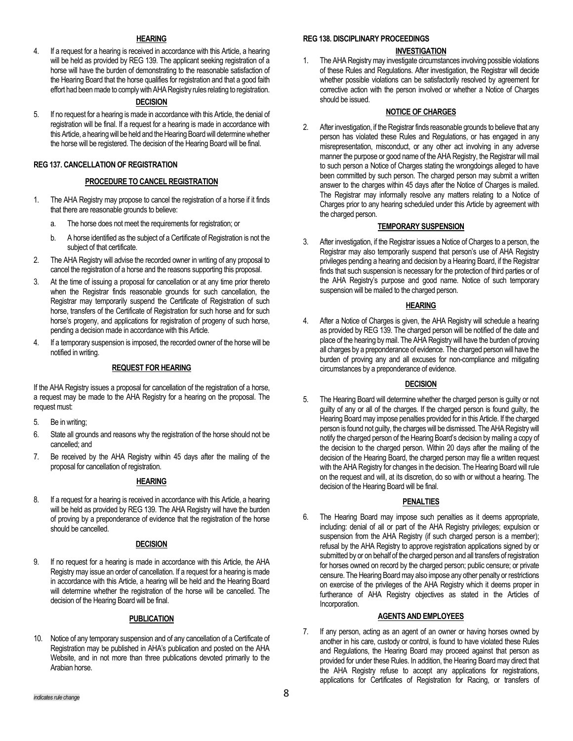#### HEARING

4. If a request for a hearing is received in accordance with this Article, a hearing will be held as provided by REG 139. The applicant seeking registration of a horse will have the burden of demonstrating to the reasonable satisfaction of the Hearing Board that the horse qualifies for registration and that a good faith effort had been made to comply with AHA Registry rules relating to registration.

#### DECISION

5. If no request for a hearing is made in accordance with this Article, the denial of registration will be final. If a request for a hearing is made in accordance with this Article, a hearing will be held and the Hearing Board will determine whether the horse will be registered. The decision of the Hearing Board will be final.

### REG 137. CANCELLATION OF REGISTRATION

#### PROCEDURE TO CANCEL REGISTRATION

1. The AHA Registry may propose to cancel the registration of a horse if it finds that there are reasonable grounds to believe:
   a. The horse does not meet the requirements for registration; or
   b. A horse identified as the subject of a Certificate of Registration is not the subject of that certificate.
2. The AHA Registry will advise the recorded owner in writing of any proposal to cancel the registration of a horse and the reasons supporting this proposal.
3. At the time of issuing a proposal for cancellation or at any time prior thereto when the Registrar finds reasonable grounds for such cancellation, the Registrar may temporarily suspend the Certificate of Registration of such horse, transfers of the Certificate of Registration for such horse and for such horse's progeny, and applications for registration of progeny of such horse, pending a decision made in accordance with this Article.
4. If a temporary suspension is imposed, the recorded owner of the horse will be notified in writing.

#### REQUEST FOR HEARING

If the AHA Registry issues a proposal for cancellation of the registration of a horse, a request may be made to the AHA Registry for a hearing on the proposal. The request must:

5. Be in writing;
6. State all grounds and reasons why the registration of the horse should not be cancelled; and
7. Be received by the AHA Registry within 45 days after the mailing of the proposal for cancellation of registration.

#### HEARING

8. If a request for a hearing is received in accordance with this Article, a hearing will be held as provided by REG 139. The AHA Registry will have the burden of proving by a preponderance of evidence that the registration of the horse should be cancelled.

#### DECISION

9. If no request for a hearing is made in accordance with this Article, the AHA Registry may issue an order of cancellation. If a request for a hearing is made in accordance with this Article, a hearing will be held and the Hearing Board will determine whether the registration of the horse will be cancelled. The decision of the Hearing Board will be final.

#### PUBLICATION

10. Notice of any temporary suspension and of any cancellation of a Certificate of Registration may be published in AHA's publication and posted on the AHA Website, and in not more than three publications devoted primarily to the Arabian horse.

### REG 138. DISCIPLINARY PROCEEDINGS

#### INVESTIGATION

1. The AHA Registry may investigate circumstances involving possible violations of these Rules and Regulations. After investigation, the Registrar will decide whether possible violations can be satisfactorily resolved by agreement for corrective action with the person involved or whether a Notice of Charges should be issued.

#### NOTICE OF CHARGES

2. After investigation, if the Registrar finds reasonable grounds to believe that any person has violated these Rules and Regulations, or has engaged in any misrepresentation, misconduct, or any other act involving in any adverse manner the purpose or good name of the AHA Registry, the Registrar will mail to such person a Notice of Charges stating the wrongdoings alleged to have been committed by such person. The charged person may submit a written answer to the charges within 45 days after the Notice of Charges is mailed. The Registrar may informally resolve any matters relating to a Notice of Charges prior to any hearing scheduled under this Article by agreement with the charged person.

#### TEMPORARY SUSPENSION

3. After investigation, if the Registrar issues a Notice of Charges to a person, the Registrar may also temporarily suspend that person's use of AHA Registry privileges pending a hearing and decision by a Hearing Board, if the Registrar finds that such suspension is necessary for the protection of third parties or of the AHA Registry's purpose and good name. Notice of such temporary suspension will be mailed to the charged person.

#### HEARING

4. After a Notice of Charges is given, the AHA Registry will schedule a hearing as provided by REG 139. The charged person will be notified of the date and place of the hearing by mail. The AHA Registry will have the burden of proving all charges by a preponderance of evidence. The charged person will have the burden of proving any and all excuses for non-compliance and mitigating circumstances by a preponderance of evidence.

#### DECISION

5. The Hearing Board will determine whether the charged person is guilty or not guilty of any or all of the charges. If the charged person is found guilty, the Hearing Board may impose penalties provided for in this Article. If the charged person is found not guilty, the charges will be dismissed. The AHA Registry will notify the charged person of the Hearing Board's decision by mailing a copy of the decision to the charged person. Within 20 days after the mailing of the decision of the Hearing Board, the charged person may file a written request with the AHA Registry for changes in the decision. The Hearing Board will rule on the request and will, at its discretion, do so with or without a hearing. The decision of the Hearing Board will be final.

#### PENALTIES

6. The Hearing Board may impose such penalties as it deems appropriate, including: denial of all or part of the AHA Registry privileges; expulsion or suspension from the AHA Registry (if such charged person is a member); refusal by the AHA Registry to approve registration applications signed by or submitted by or on behalf of the charged person and all transfers of registration for horses owned on record by the charged person; public censure; or private censure. The Hearing Board may also impose any other penalty or restrictions on exercise of the privileges of the AHA Registry which it deems proper in furtherance of AHA Registry objectives as stated in the Articles of Incorporation.

#### AGENTS AND EMPLOYEES

7. If any person, acting as an agent of an owner or having horses owned by another in his care, custody or control, is found to have violated these Rules and Regulations, the Hearing Board may proceed against that person as provided for under these Rules. In addition, the Hearing Board may direct that the AHA Registry refuse to accept any applications for registrations, applications for Certificates of Registration for Racing, or transfers of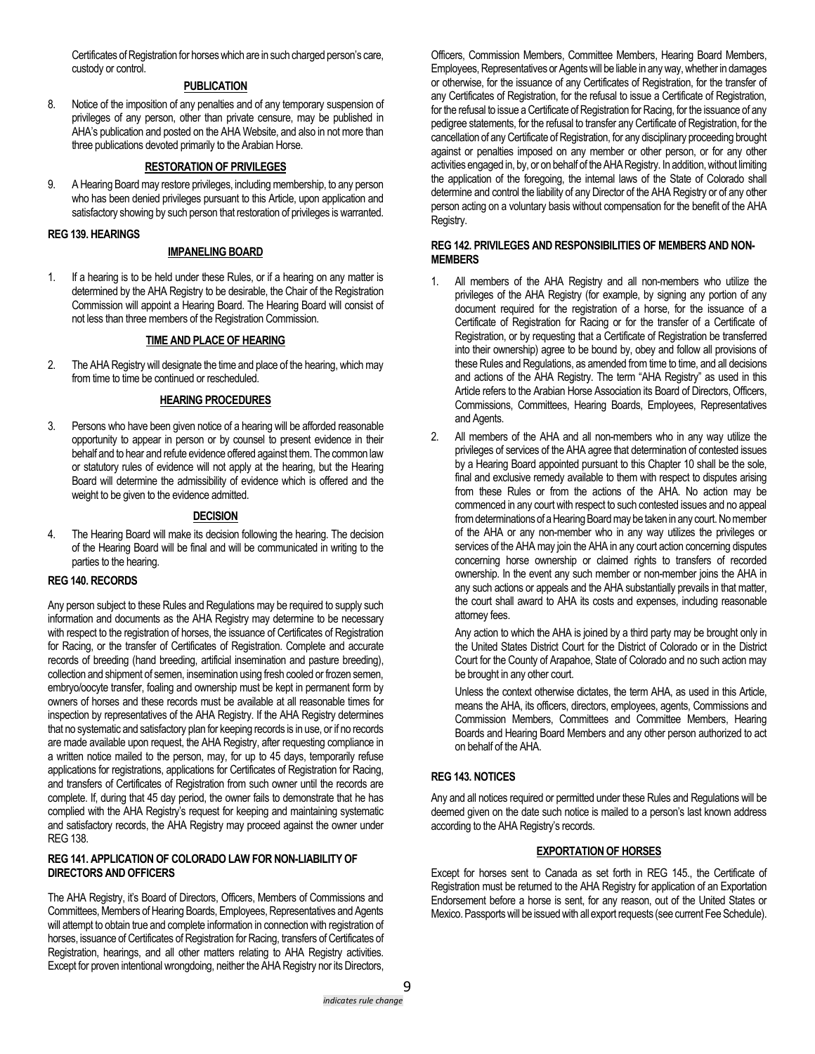Certificates of Registration for horses which are in such charged person's care, custody or control.

**PUBLICATION**

8. Notice of the imposition of any penalties and of any temporary suspension of privileges of any person, other than private censure, may be published in AHA's publication and posted on the AHA Website, and also in not more than three publications devoted primarily to the Arabian Horse.

**RESTORATION OF PRIVILEGES**

9. A Hearing Board may restore privileges, including membership, to any person who has been denied privileges pursuant to this Article, upon application and satisfactory showing by such person that restoration of privileges is warranted.

### REG 139. HEARINGS

**IMPANELING BOARD**

1. If a hearing is to be held under these Rules, or if a hearing on any matter is determined by the AHA Registry to be desirable, the Chair of the Registration Commission will appoint a Hearing Board. The Hearing Board will consist of not less than three members of the Registration Commission.

**TIME AND PLACE OF HEARING**

2. The AHA Registry will designate the time and place of the hearing, which may from time to time be continued or rescheduled.

**HEARING PROCEDURES**

3. Persons who have been given notice of a hearing will be afforded reasonable opportunity to appear in person or by counsel to present evidence in their behalf and to hear and refute evidence offered against them. The common law or statutory rules of evidence will not apply at the hearing, but the Hearing Board will determine the admissibility of evidence which is offered and the weight to be given to the evidence admitted.

**DECISION**

4. The Hearing Board will make its decision following the hearing. The decision of the Hearing Board will be final and will be communicated in writing to the parties to the hearing.

### REG 140. RECORDS

Any person subject to these Rules and Regulations may be required to supply such information and documents as the AHA Registry may determine to be necessary with respect to the registration of horses, the issuance of Certificates of Registration for Racing, or the transfer of Certificates of Registration. Complete and accurate records of breeding (hand breeding, artificial insemination and pasture breeding), collection and shipment of semen, insemination using fresh cooled or frozen semen, embryo/oocyte transfer, foaling and ownership must be kept in permanent form by owners of horses and these records must be available at all reasonable times for inspection by representatives of the AHA Registry. If the AHA Registry determines that no systematic and satisfactory plan for keeping records is in use, or if no records are made available upon request, the AHA Registry, after requesting compliance in a written notice mailed to the person, may, for up to 45 days, temporarily refuse applications for registrations, applications for Certificates of Registration for Racing, and transfers of Certificates of Registration from such owner until the records are complete. If, during that 45 day period, the owner fails to demonstrate that he has complied with the AHA Registry's request for keeping and maintaining systematic and satisfactory records, the AHA Registry may proceed against the owner under REG 138.

### REG 141. APPLICATION OF COLORADO LAW FOR NON-LIABILITY OF DIRECTORS AND OFFICERS

The AHA Registry, it's Board of Directors, Officers, Members of Commissions and Committees, Members of Hearing Boards, Employees, Representatives and Agents will attempt to obtain true and complete information in connection with registration of horses, issuance of Certificates of Registration for Racing, transfers of Certificates of Registration, hearings, and all other matters relating to AHA Registry activities. Except for proven intentional wrongdoing, neither the AHA Registry nor its Directors, Officers, Commission Members, Committee Members, Hearing Board Members, Employees, Representatives or Agents will be liable in any way, whether in damages or otherwise, for the issuance of any Certificates of Registration, for the transfer of any Certificates of Registration, for the refusal to issue a Certificate of Registration, for the refusal to issue a Certificate of Registration for Racing, for the issuance of any pedigree statements, for the refusal to transfer any Certificate of Registration, for the cancellation of any Certificate of Registration, for any disciplinary proceeding brought against or penalties imposed on any member or other person, or for any other activities engaged in, by, or on behalf of the AHA Registry. In addition, without limiting the application of the foregoing, the internal laws of the State of Colorado shall determine and control the liability of any Director of the AHA Registry or of any other person acting on a voluntary basis without compensation for the benefit of the AHA Registry.

### REG 142. PRIVILEGES AND RESPONSIBILITIES OF MEMBERS AND NON-MEMBERS

1. All members of the AHA Registry and all non-members who utilize the privileges of the AHA Registry (for example, by signing any portion of any document required for the registration of a horse, for the issuance of a Certificate of Registration for Racing or for the transfer of a Certificate of Registration, or by requesting that a Certificate of Registration be transferred into their ownership) agree to be bound by, obey and follow all provisions of these Rules and Regulations, as amended from time to time, and all decisions and actions of the AHA Registry. The term "AHA Registry" as used in this Article refers to the Arabian Horse Association its Board of Directors, Officers, Commissions, Committees, Hearing Boards, Employees, Representatives and Agents.
2. All members of the AHA and all non-members who in any way utilize the privileges of services of the AHA agree that determination of contested issues by a Hearing Board appointed pursuant to this Chapter 10 shall be the sole, final and exclusive remedy available to them with respect to disputes arising from these Rules or from the actions of the AHA. No action may be commenced in any court with respect to such contested issues and no appeal from determinations of a Hearing Board may be taken in any court. No member of the AHA or any non-member who in any way utilizes the privileges or services of the AHA may join the AHA in any court action concerning disputes concerning horse ownership or claimed rights to transfers of recorded ownership. In the event any such member or non-member joins the AHA in any such actions or appeals and the AHA substantially prevails in that matter, the court shall award to AHA its costs and expenses, including reasonable attorney fees.

   Any action to which the AHA is joined by a third party may be brought only in the United States District Court for the District of Colorado or in the District Court for the County of Arapahoe, State of Colorado and no such action may be brought in any other court.

   Unless the context otherwise dictates, the term AHA, as used in this Article, means the AHA, its officers, directors, employees, agents, Commissions and Commission Members, Committees and Committee Members, Hearing Boards and Hearing Board Members and any other person authorized to act on behalf of the AHA.

### REG 143. NOTICES

Any and all notices required or permitted under these Rules and Regulations will be deemed given on the date such notice is mailed to a person's last known address according to the AHA Registry's records.

**EXPORTATION OF HORSES**

Except for horses sent to Canada as set forth in REG 145., the Certificate of Registration must be returned to the AHA Registry for application of an Exportation Endorsement before a horse is sent, for any reason, out of the United States or Mexico. Passports will be issued with all export requests (see current Fee Schedule).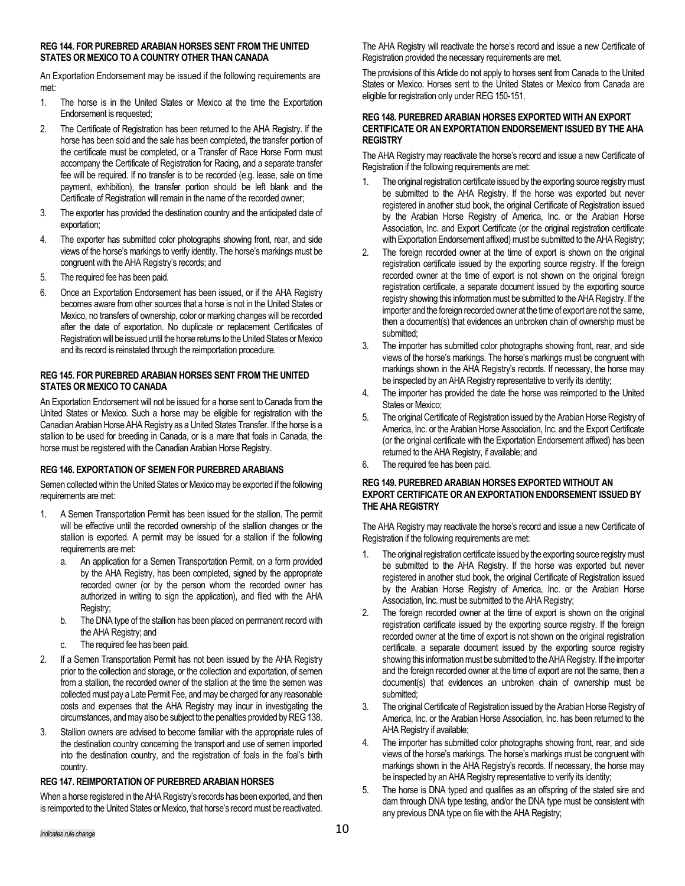**REG 144. FOR PUREBRED ARABIAN HORSES SENT FROM THE UNITED STATES OR MEXICO TO A COUNTRY OTHER THAN CANADA**

An Exportation Endorsement may be issued if the following requirements are met:

1. The horse is in the United States or Mexico at the time the Exportation Endorsement is requested;
2. The Certificate of Registration has been returned to the AHA Registry. If the horse has been sold and the sale has been completed, the transfer portion of the certificate must be completed, or a Transfer of Race Horse Form must accompany the Certificate of Registration for Racing, and a separate transfer fee will be required. If no transfer is to be recorded (e.g. lease, sale on time payment, exhibition), the transfer portion should be left blank and the Certificate of Registration will remain in the name of the recorded owner;
3. The exporter has provided the destination country and the anticipated date of exportation;
4. The exporter has submitted color photographs showing front, rear, and side views of the horse's markings to verify identity. The horse's markings must be congruent with the AHA Registry's records; and
5. The required fee has been paid.
6. Once an Exportation Endorsement has been issued, or if the AHA Registry becomes aware from other sources that a horse is not in the United States or Mexico, no transfers of ownership, color or marking changes will be recorded after the date of exportation. No duplicate or replacement Certificates of Registration will be issued until the horse returns to the United States or Mexico and its record is reinstated through the reimportation procedure.

**REG 145. FOR PUREBRED ARABIAN HORSES SENT FROM THE UNITED STATES OR MEXICO TO CANADA**

An Exportation Endorsement will not be issued for a horse sent to Canada from the United States or Mexico. Such a horse may be eligible for registration with the Canadian Arabian Horse AHA Registry as a United States Transfer. If the horse is a stallion to be used for breeding in Canada, or is a mare that foals in Canada, the horse must be registered with the Canadian Arabian Horse Registry.

**REG 146. EXPORTATION OF SEMEN FOR PUREBRED ARABIANS**

Semen collected within the United States or Mexico may be exported if the following requirements are met:

1. A Semen Transportation Permit has been issued for the stallion. The permit will be effective until the recorded ownership of the stallion changes or the stallion is exported. A permit may be issued for a stallion if the following requirements are met:
   a. An application for a Semen Transportation Permit, on a form provided by the AHA Registry, has been completed, signed by the appropriate recorded owner (or by the person whom the recorded owner has authorized in writing to sign the application), and filed with the AHA Registry;
   b. The DNA type of the stallion has been placed on permanent record with the AHA Registry; and
   c. The required fee has been paid.
2. If a Semen Transportation Permit has not been issued by the AHA Registry prior to the collection and storage, or the collection and exportation, of semen from a stallion, the recorded owner of the stallion at the time the semen was collected must pay a Late Permit Fee, and may be charged for any reasonable costs and expenses that the AHA Registry may incur in investigating the circumstances, and may also be subject to the penalties provided by REG 138.
3. Stallion owners are advised to become familiar with the appropriate rules of the destination country concerning the transport and use of semen imported into the destination country, and the registration of foals in the foal's birth country.

**REG 147. REIMPORTATION OF PUREBRED ARABIAN HORSES**

When a horse registered in the AHA Registry's records has been exported, and then is reimported to the United States or Mexico, that horse's record must be reactivated. The AHA Registry will reactivate the horse's record and issue a new Certificate of Registration provided the necessary requirements are met.

The provisions of this Article do not apply to horses sent from Canada to the United States or Mexico. Horses sent to the United States or Mexico from Canada are eligible for registration only under REG 150-151.

**REG 148. PUREBRED ARABIAN HORSES EXPORTED WITH AN EXPORT CERTIFICATE OR AN EXPORTATION ENDORSEMENT ISSUED BY THE AHA REGISTRY**

The AHA Registry may reactivate the horse's record and issue a new Certificate of Registration if the following requirements are met:

1. The original registration certificate issued by the exporting source registry must be submitted to the AHA Registry. If the horse was exported but never registered in another stud book, the original Certificate of Registration issued by the Arabian Horse Registry of America, Inc. or the Arabian Horse Association, Inc. and Export Certificate (or the original registration certificate with Exportation Endorsement affixed) must be submitted to the AHA Registry;
2. The foreign recorded owner at the time of export is shown on the original registration certificate issued by the exporting source registry. If the foreign recorded owner at the time of export is not shown on the original foreign registration certificate, a separate document issued by the exporting source registry showing this information must be submitted to the AHA Registry. If the importer and the foreign recorded owner at the time of export are not the same, then a document(s) that evidences an unbroken chain of ownership must be submitted;
3. The importer has submitted color photographs showing front, rear, and side views of the horse's markings. The horse's markings must be congruent with markings shown in the AHA Registry's records. If necessary, the horse may be inspected by an AHA Registry representative to verify its identity;
4. The importer has provided the date the horse was reimported to the United States or Mexico;
5. The original Certificate of Registration issued by the Arabian Horse Registry of America, Inc. or the Arabian Horse Association, Inc. and the Export Certificate (or the original certificate with the Exportation Endorsement affixed) has been returned to the AHA Registry, if available; and
6. The required fee has been paid.

**REG 149. PUREBRED ARABIAN HORSES EXPORTED WITHOUT AN EXPORT CERTIFICATE OR AN EXPORTATION ENDORSEMENT ISSUED BY THE AHA REGISTRY**

The AHA Registry may reactivate the horse's record and issue a new Certificate of Registration if the following requirements are met:

1. The original registration certificate issued by the exporting source registry must be submitted to the AHA Registry. If the horse was exported but never registered in another stud book, the original Certificate of Registration issued by the Arabian Horse Registry of America, Inc. or the Arabian Horse Association, Inc. must be submitted to the AHA Registry;
2. The foreign recorded owner at the time of export is shown on the original registration certificate issued by the exporting source registry. If the foreign recorded owner at the time of export is not shown on the original registration certificate, a separate document issued by the exporting source registry showing this information must be submitted to the AHA Registry. If the importer and the foreign recorded owner at the time of export are not the same, then a document(s) that evidences an unbroken chain of ownership must be submitted;
3. The original Certificate of Registration issued by the Arabian Horse Registry of America, Inc. or the Arabian Horse Association, Inc. has been returned to the AHA Registry if available;
4. The importer has submitted color photographs showing front, rear, and side views of the horse's markings. The horse's markings must be congruent with markings shown in the AHA Registry's records. If necessary, the horse may be inspected by an AHA Registry representative to verify its identity;
5. The horse is DNA typed and qualifies as an offspring of the stated sire and dam through DNA type testing, and/or the DNA type must be consistent with any previous DNA type on file with the AHA Registry;

*indicates rule change*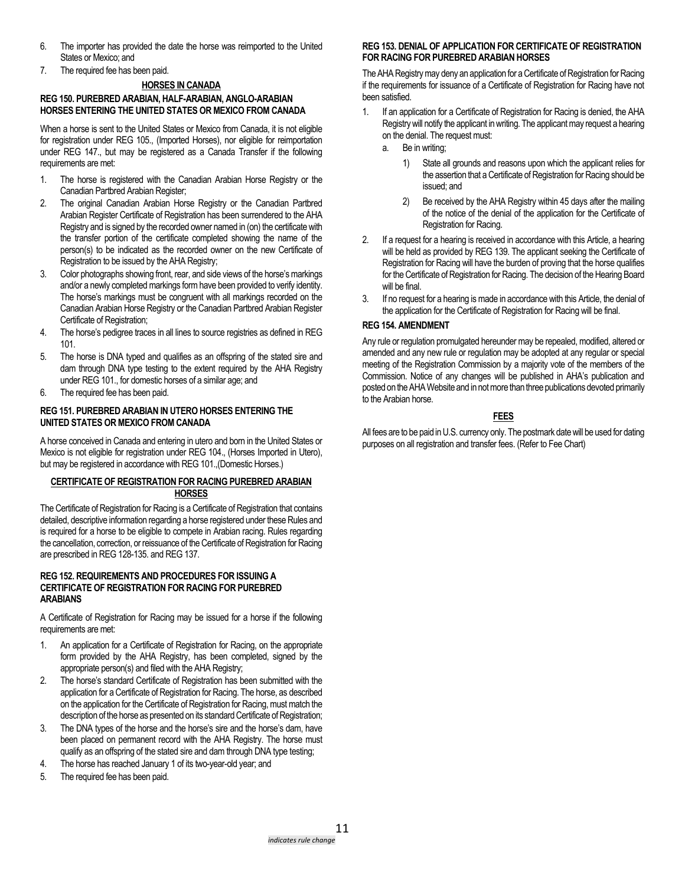6. The importer has provided the date the horse was reimported to the United States or Mexico; and
7. The required fee has been paid.

## HORSES IN CANADA

### REG 150. PUREBRED ARABIAN, HALF-ARABIAN, ANGLO-ARABIAN HORSES ENTERING THE UNITED STATES OR MEXICO FROM CANADA

When a horse is sent to the United States or Mexico from Canada, it is not eligible for registration under REG 105., (Imported Horses), nor eligible for reimportation under REG 147., but may be registered as a Canada Transfer if the following requirements are met:

1. The horse is registered with the Canadian Arabian Horse Registry or the Canadian Partbred Arabian Register;
2. The original Canadian Arabian Horse Registry or the Canadian Partbred Arabian Register Certificate of Registration has been surrendered to the AHA Registry and is signed by the recorded owner named in (on) the certificate with the transfer portion of the certificate completed showing the name of the person(s) to be indicated as the recorded owner on the new Certificate of Registration to be issued by the AHA Registry;
3. Color photographs showing front, rear, and side views of the horse's markings and/or a newly completed markings form have been provided to verify identity. The horse's markings must be congruent with all markings recorded on the Canadian Arabian Horse Registry or the Canadian Partbred Arabian Register Certificate of Registration;
4. The horse's pedigree traces in all lines to source registries as defined in REG 101.
5. The horse is DNA typed and qualifies as an offspring of the stated sire and dam through DNA type testing to the extent required by the AHA Registry under REG 101., for domestic horses of a similar age; and
6. The required fee has been paid.

### REG 151. PUREBRED ARABIAN IN UTERO HORSES ENTERING THE UNITED STATES OR MEXICO FROM CANADA

A horse conceived in Canada and entering in utero and born in the United States or Mexico is not eligible for registration under REG 104., (Horses Imported in Utero), but may be registered in accordance with REG 101.,(Domestic Horses.)

## CERTIFICATE OF REGISTRATION FOR RACING PUREBRED ARABIAN HORSES

The Certificate of Registration for Racing is a Certificate of Registration that contains detailed, descriptive information regarding a horse registered under these Rules and is required for a horse to be eligible to compete in Arabian racing. Rules regarding the cancellation, correction, or reissuance of the Certificate of Registration for Racing are prescribed in REG 128-135. and REG 137.

### REG 152. REQUIREMENTS AND PROCEDURES FOR ISSUING A CERTIFICATE OF REGISTRATION FOR RACING FOR PUREBRED ARABIANS

A Certificate of Registration for Racing may be issued for a horse if the following requirements are met:

1. An application for a Certificate of Registration for Racing, on the appropriate form provided by the AHA Registry, has been completed, signed by the appropriate person(s) and filed with the AHA Registry;
2. The horse's standard Certificate of Registration has been submitted with the application for a Certificate of Registration for Racing. The horse, as described on the application for the Certificate of Registration for Racing, must match the description of the horse as presented on its standard Certificate of Registration;
3. The DNA types of the horse and the horse's sire and the horse's dam, have been placed on permanent record with the AHA Registry. The horse must qualify as an offspring of the stated sire and dam through DNA type testing;
4. The horse has reached January 1 of its two-year-old year; and
5. The required fee has been paid.

### REG 153. DENIAL OF APPLICATION FOR CERTIFICATE OF REGISTRATION FOR RACING FOR PUREBRED ARABIAN HORSES

The AHA Registry may deny an application for a Certificate of Registration for Racing if the requirements for issuance of a Certificate of Registration for Racing have not been satisfied.

1. If an application for a Certificate of Registration for Racing is denied, the AHA Registry will notify the applicant in writing. The applicant may request a hearing on the denial. The request must:
   a. Be in writing;
      1) State all grounds and reasons upon which the applicant relies for the assertion that a Certificate of Registration for Racing should be issued; and
      2) Be received by the AHA Registry within 45 days after the mailing of the notice of the denial of the application for the Certificate of Registration for Racing.
2. If a request for a hearing is received in accordance with this Article, a hearing will be held as provided by REG 139. The applicant seeking the Certificate of Registration for Racing will have the burden of proving that the horse qualifies for the Certificate of Registration for Racing. The decision of the Hearing Board will be final.
3. If no request for a hearing is made in accordance with this Article, the denial of the application for the Certificate of Registration for Racing will be final.

### REG 154. AMENDMENT

Any rule or regulation promulgated hereunder may be repealed, modified, altered or amended and any new rule or regulation may be adopted at any regular or special meeting of the Registration Commission by a majority vote of the members of the Commission. Notice of any changes will be published in AHA's publication and posted on the AHA Website and in not more than three publications devoted primarily to the Arabian horse.

## FEES

All fees are to be paid in U.S. currency only. The postmark date will be used for dating purposes on all registration and transfer fees. (Refer to Fee Chart)

*indicates rule change*